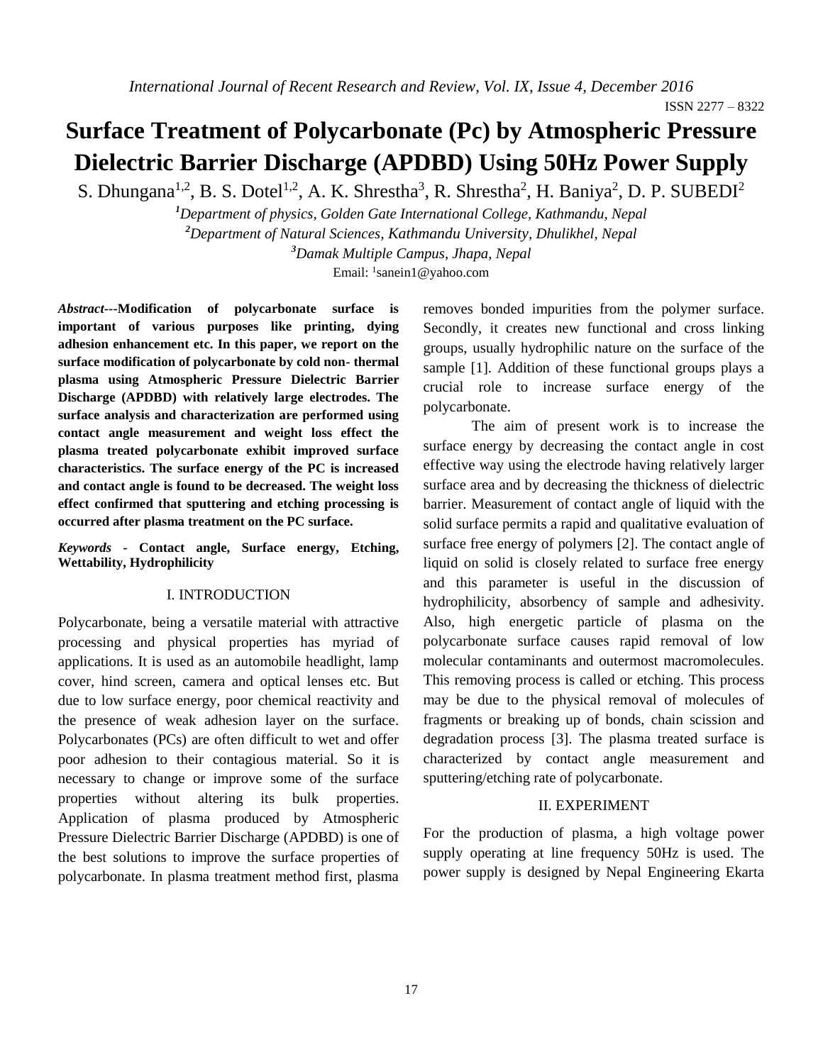# Surface Treatment of Polycarbonate (Pc) by Atmospheric Pressure Dielectric Barrier Discharge (APDBD) Using 50Hz Power Supply

S. Dhungana[1,2], B. S. Dotel[1,2], A. K. Shrestha[3], R. Shrestha[2], H. Baniya[2], D. P. SUBEDI[2]

[1]*Department of physics, Golden Gate International College, Kathmandu, Nepal*

[2]*Department of Natural Sciences, Kathmandu University, Dhulikhel, Nepal*

[3]*Damak Multiple Campus, Jhapa, Nepal*

Email: [1]sanein1@yahoo.com

***Abstract*---Modification of polycarbonate surface is important of various purposes like printing, dying adhesion enhancement etc. In this paper, we report on the surface modification of polycarbonate by cold non- thermal plasma using Atmospheric Pressure Dielectric Barrier Discharge (APDBD) with relatively large electrodes. The surface analysis and characterization are performed using contact angle measurement and weight loss effect the plasma treated polycarbonate exhibit improved surface characteristics. The surface energy of the PC is increased and contact angle is found to be decreased. The weight loss effect confirmed that sputtering and etching processing is occurred after plasma treatment on the PC surface.**

***Keywords* - Contact angle, Surface energy, Etching, Wettability, Hydrophilicity**

## I. INTRODUCTION

Polycarbonate, being a versatile material with attractive processing and physical properties has myriad of applications. It is used as an automobile headlight, lamp cover, hind screen, camera and optical lenses etc. But due to low surface energy, poor chemical reactivity and the presence of weak adhesion layer on the surface. Polycarbonates (PCs) are often difficult to wet and offer poor adhesion to their contagious material. So it is necessary to change or improve some of the surface properties without altering its bulk properties. Application of plasma produced by Atmospheric Pressure Dielectric Barrier Discharge (APDBD) is one of the best solutions to improve the surface properties of polycarbonate. In plasma treatment method first, plasma removes bonded impurities from the polymer surface. Secondly, it creates new functional and cross linking groups, usually hydrophilic nature on the surface of the sample [1]. Addition of these functional groups plays a crucial role to increase surface energy of the polycarbonate.

The aim of present work is to increase the surface energy by decreasing the contact angle in cost effective way using the electrode having relatively larger surface area and by decreasing the thickness of dielectric barrier. Measurement of contact angle of liquid with the solid surface permits a rapid and qualitative evaluation of surface free energy of polymers [2]. The contact angle of liquid on solid is closely related to surface free energy and this parameter is useful in the discussion of hydrophilicity, absorbency of sample and adhesivity. Also, high energetic particle of plasma on the polycarbonate surface causes rapid removal of low molecular contaminants and outermost macromolecules. This removing process is called or etching. This process may be due to the physical removal of molecules of fragments or breaking up of bonds, chain scission and degradation process [3]. The plasma treated surface is characterized by contact angle measurement and sputtering/etching rate of polycarbonate.

## II. EXPERIMENT

For the production of plasma, a high voltage power supply operating at line frequency 50Hz is used. The power supply is designed by Nepal Engineering Ekarta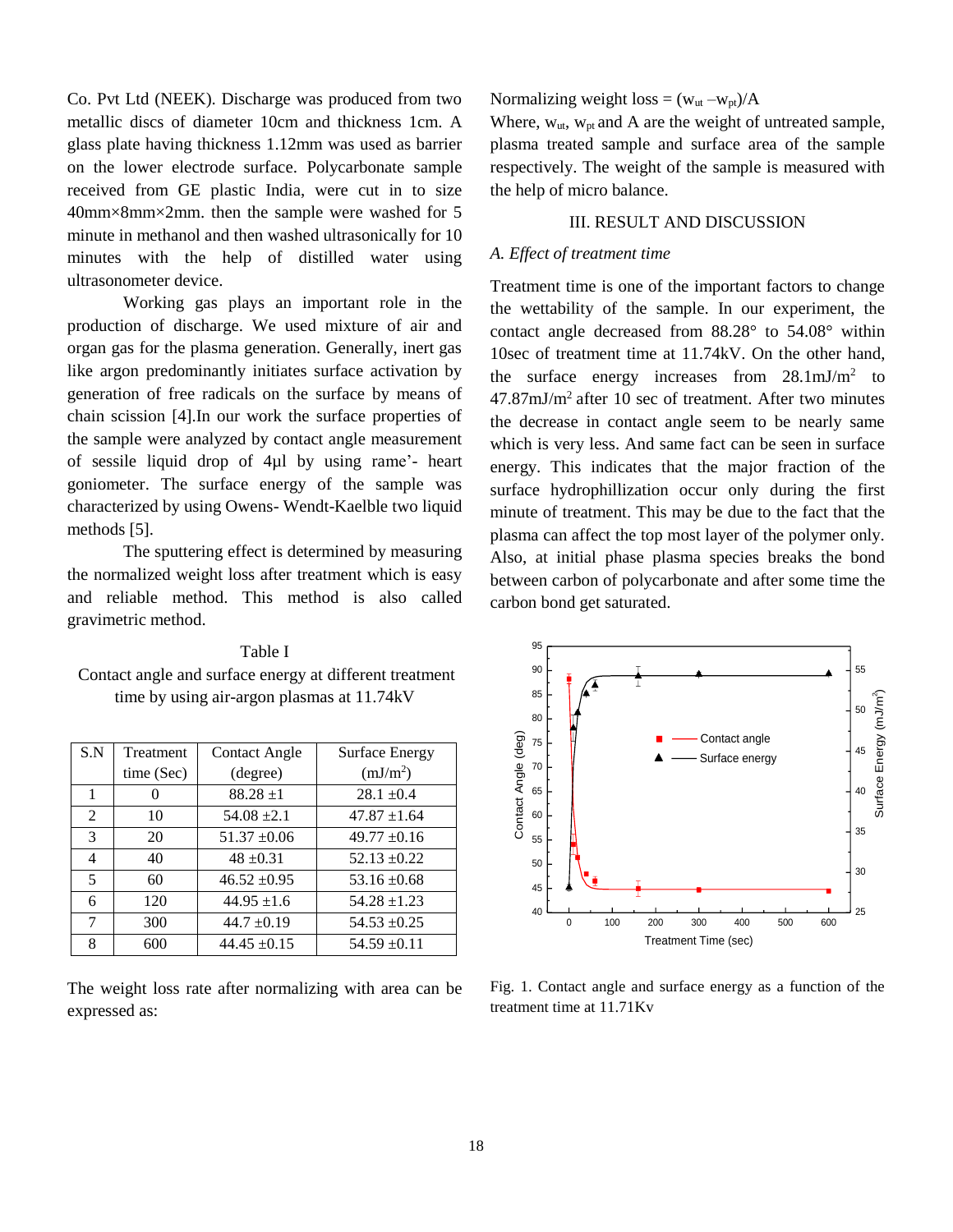Co. Pvt Ltd (NEEK). Discharge was produced from two metallic discs of diameter 10cm and thickness 1cm. A glass plate having thickness 1.12mm was used as barrier on the lower electrode surface. Polycarbonate sample received from GE plastic India, were cut in to size 40mm×8mm×2mm. then the sample were washed for 5 minute in methanol and then washed ultrasonically for 10 minutes with the help of distilled water using ultrasonometer device.

Working gas plays an important role in the production of discharge. We used mixture of air and organ gas for the plasma generation. Generally, inert gas like argon predominantly initiates surface activation by generation of free radicals on the surface by means of chain scission [4].In our work the surface properties of the sample were analyzed by contact angle measurement of sessile liquid drop of 4μl by using rame'- heart goniometer. The surface energy of the sample was characterized by using Owens- Wendt-Kaelble two liquid methods [5].

The sputtering effect is determined by measuring the normalized weight loss after treatment which is easy and reliable method. This method is also called gravimetric method.

Table I

Contact angle and surface energy at different treatment time by using air-argon plasmas at 11.74kV

| S.N | Treatment time (Sec) | Contact Angle (degree) | Surface Energy ($mJ/m^2$) |
|---|---|---|---|
| 1 | 0 | 88.28 ±1 | 28.1 ±0.4 |
| 2 | 10 | 54.08 ±2.1 | 47.87 ±1.64 |
| 3 | 20 | 51.37 ±0.06 | 49.77 ±0.16 |
| 4 | 40 | 48 ±0.31 | 52.13 ±0.22 |
| 5 | 60 | 46.52 ±0.95 | 53.16 ±0.68 |
| 6 | 120 | 44.95 ±1.6 | 54.28 ±1.23 |
| 7 | 300 | 44.7 ±0.19 | 54.53 ±0.25 |
| 8 | 600 | 44.45 ±0.15 | 54.59 ±0.11 |

The weight loss rate after normalizing with area can be expressed as:

Normalizing weight loss = $(w_{ut} - w_{pt})/A$

Where, $w_{ut}$, $w_{pt}$ and A are the weight of untreated sample, plasma treated sample and surface area of the sample respectively. The weight of the sample is measured with the help of micro balance.

## III. RESULT AND DISCUSSION

### *A. Effect of treatment time*

Treatment time is one of the important factors to change the wettability of the sample. In our experiment, the contact angle decreased from 88.28° to 54.08° within 10sec of treatment time at 11.74kV. On the other hand, the surface energy increases from $28.1 mJ/m^2$ to $47.87 mJ/m^2$ after 10 sec of treatment. After two minutes the decrease in contact angle seem to be nearly same which is very less. And same fact can be seen in surface energy. This indicates that the major fraction of the surface hydrophillization occur only during the first minute of treatment. This may be due to the fact that the plasma can affect the top most layer of the polymer only. Also, at initial phase plasma species breaks the bond between carbon of polycarbonate and after some time the carbon bond get saturated.

Fig. 1. Contact angle and surface energy as a function of the treatment time at 11.71Kv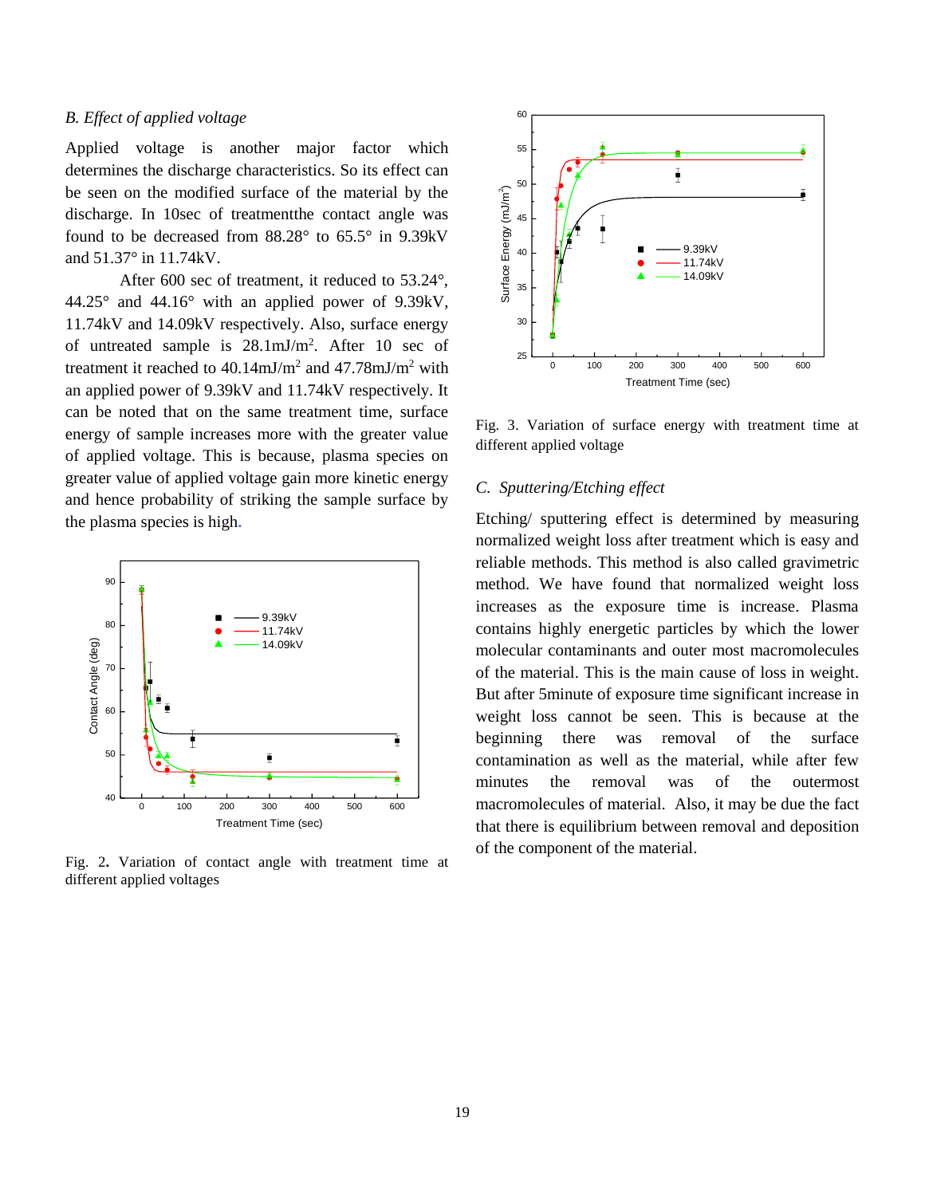### *B. Effect of applied voltage*

Applied voltage is another major factor which determines the discharge characteristics. So its effect can be seen on the modified surface of the material by the discharge. In 10sec of treatmentthe contact angle was found to be decreased from 88.28° to 65.5° in 9.39kV and 51.37° in 11.74kV.

After 600 sec of treatment, it reduced to 53.24°, 44.25° and 44.16° with an applied power of 9.39kV, 11.74kV and 14.09kV respectively. Also, surface energy of untreated sample is 28.1mJ/m$^2$. After 10 sec of treatment it reached to 40.14mJ/m$^2$ and 47.78mJ/m$^2$ with an applied power of 9.39kV and 11.74kV respectively. It can be noted that on the same treatment time, surface energy of sample increases more with the greater value of applied voltage. This is because, plasma species on greater value of applied voltage gain more kinetic energy and hence probability of striking the sample surface by the plasma species is high.

Fig. 2. Variation of contact angle with treatment time at different applied voltages

Fig. 3. Variation of surface energy with treatment time at different applied voltage

### *C. Sputtering/Etching effect*

Etching/ sputtering effect is determined by measuring normalized weight loss after treatment which is easy and reliable methods. This method is also called gravimetric method. We have found that normalized weight loss increases as the exposure time is increase. Plasma contains highly energetic particles by which the lower molecular contaminants and outer most macromolecules of the material. This is the main cause of loss in weight. But after 5minute of exposure time significant increase in weight loss cannot be seen. This is because at the beginning there was removal of the surface contamination as well as the material, while after few minutes the removal was of the outermost macromolecules of material. Also, it may be due the fact that there is equilibrium between removal and deposition of the component of the material.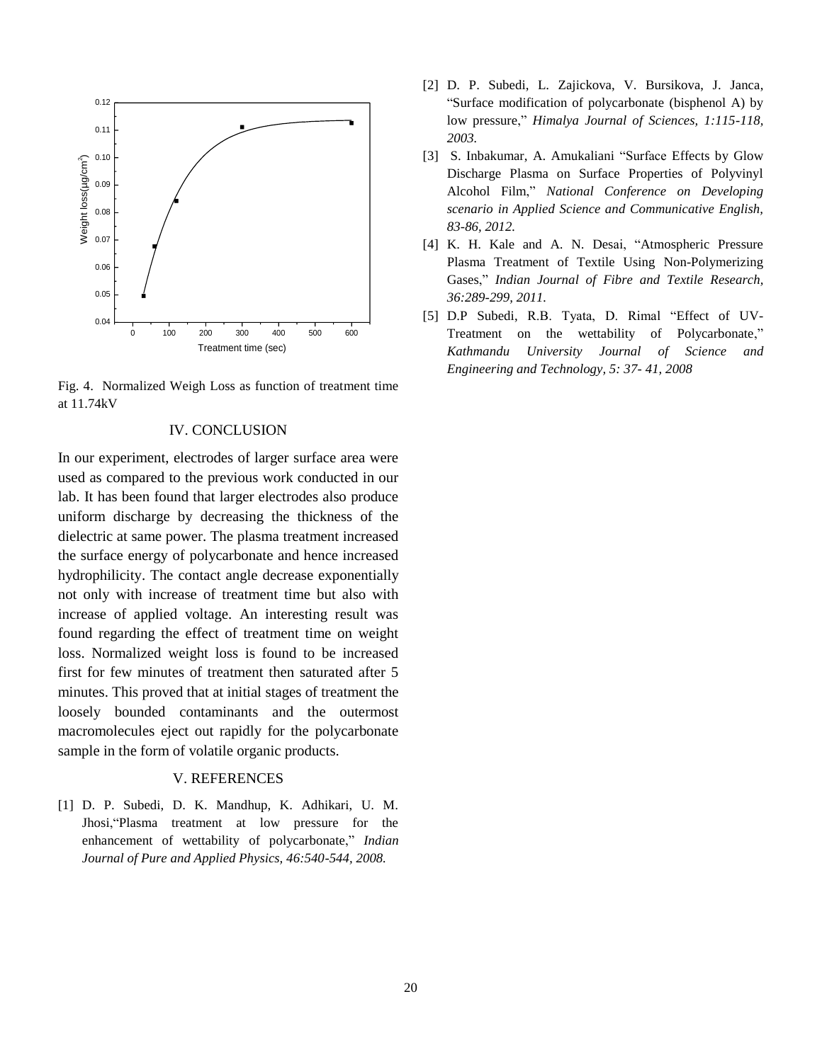0.12
0.11
0.10
0.09
0.08
0.07
0.06
0.05
0.04

Weight loss(μg/cm$^2$)

0 100 200 300 400 500 600

Treatment time (sec)

Fig. 4. Normalized Weigh Loss as function of treatment time at 11.74kV

## IV. CONCLUSION

In our experiment, electrodes of larger surface area were used as compared to the previous work conducted in our lab. It has been found that larger electrodes also produce uniform discharge by decreasing the thickness of the dielectric at same power. The plasma treatment increased the surface energy of polycarbonate and hence increased hydrophilicity. The contact angle decrease exponentially not only with increase of treatment time but also with increase of applied voltage. An interesting result was found regarding the effect of treatment time on weight loss. Normalized weight loss is found to be increased first for few minutes of treatment then saturated after 5 minutes. This proved that at initial stages of treatment the loosely bounded contaminants and the outermost macromolecules eject out rapidly for the polycarbonate sample in the form of volatile organic products.

## V. REFERENCES

[1] D. P. Subedi, D. K. Mandhup, K. Adhikari, U. M. Jhosi,"Plasma treatment at low pressure for the enhancement of wettability of polycarbonate," *Indian Journal of Pure and Applied Physics, 46:540-544, 2008.*

[2] D. P. Subedi, L. Zajickova, V. Bursikova, J. Janca, "Surface modification of polycarbonate (bisphenol A) by low pressure," *Himalya Journal of Sciences, 1:115-118, 2003.*

[3] S. Inbakumar, A. Amukaliani "Surface Effects by Glow Discharge Plasma on Surface Properties of Polyvinyl Alcohol Film," *National Conference on Developing scenario in Applied Science and Communicative English, 83-86, 2012.*

[4] K. H. Kale and A. N. Desai, "Atmospheric Pressure Plasma Treatment of Textile Using Non-Polymerizing Gases," *Indian Journal of Fibre and Textile Research, 36:289-299, 2011.*

[5] D.P Subedi, R.B. Tyata, D. Rimal "Effect of UV-Treatment on the wettability of Polycarbonate," *Kathmandu University Journal of Science and Engineering and Technology, 5: 37- 41, 2008*